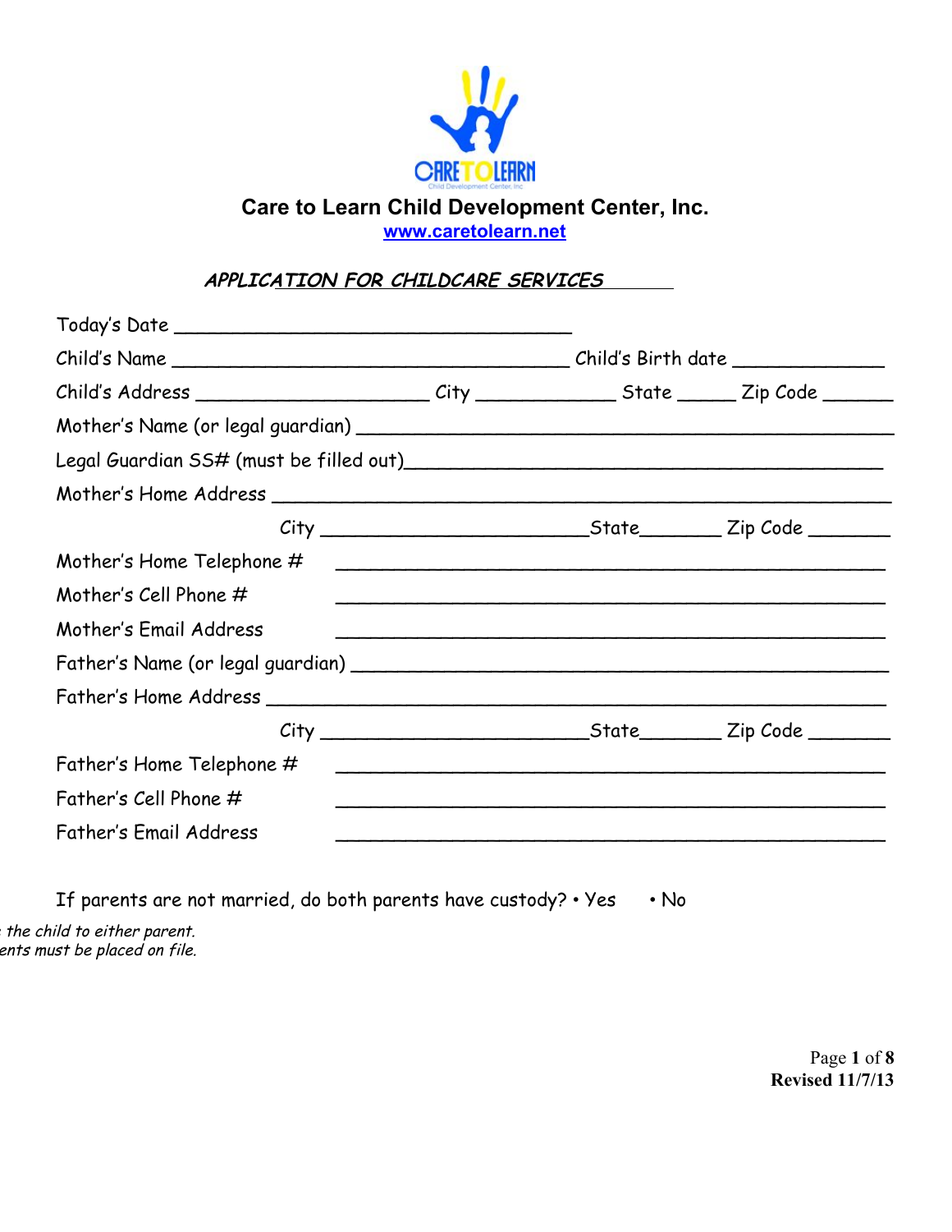# Care to Learn Child Development Center, Inc.

www.caretolearn.net

***APPLICATION FOR CHILDCARE SERVICES***

Today's Date ___________________________________

Child's Name ___________________________________ Child's Birth date _____________

Child's Address ____________________ City ____________ State _____ Zip Code ______

Mother's Name (or legal guardian) ____________________________________________

Legal Guardian SS# (must be filled out)_________________________________________

Mother's Home Address ___________________________________________________

City _______________________State_______ Zip Code _______

Mother's Home Telephone # ________________________________________________

Mother's Cell Phone # ________________________________________________

Mother's Email Address ________________________________________________

Father's Name (or legal guardian) ____________________________________________

Father's Home Address ___________________________________________________

City _______________________State_______ Zip Code _______

Father's Home Telephone # ________________________________________________

Father's Cell Phone # ________________________________________________

Father's Email Address ________________________________________________

If parents are not married, do both parents have custody? • Yes • No

*the child to either parent.*
*ents must be placed on file.*

**Revised 11/7/13**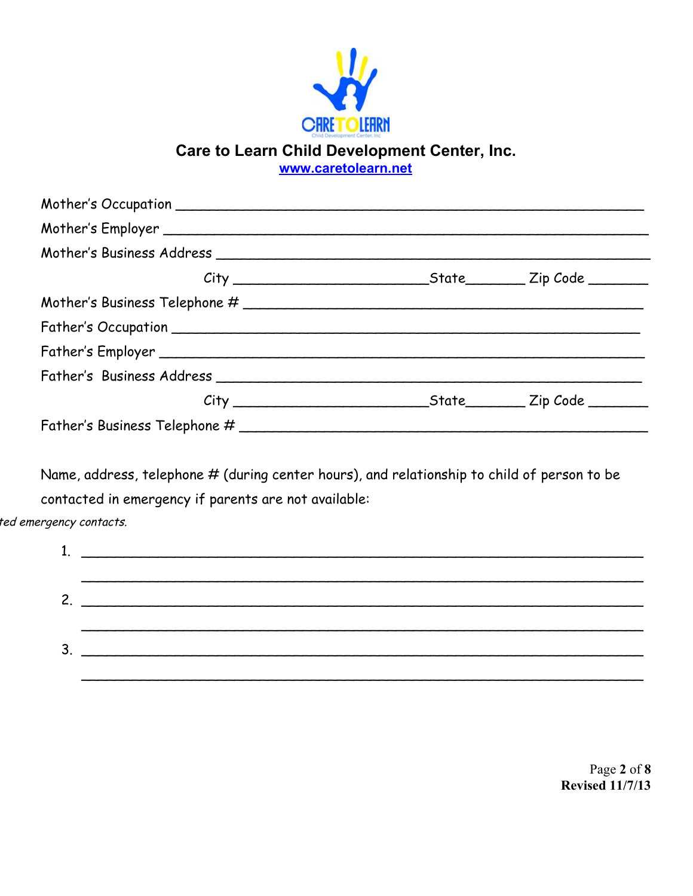# Care to Learn Child Development Center, Inc.

www.caretolearn.net

Mother's Occupation ______________________________________________________

Mother's Employer ________________________________________________________

Mother's Business Address _________________________________________________

City ___________________________State_________ Zip Code ________

Mother's Business Telephone # ______________________________________________

Father's Occupation ______________________________________________________

Father's Employer ________________________________________________________

Father's Business Address _________________________________________________

City ___________________________State_________ Zip Code ________

Father's Business Telephone # ______________________________________________

Name, address, telephone # (during center hours), and relationship to child of person to be contacted in emergency if parents are not available:

*ted emergency contacts.*

1. ___________________________________________________________________

   ___________________________________________________________________

2. ___________________________________________________________________

   ___________________________________________________________________

3. ___________________________________________________________________

   ___________________________________________________________________

Revised 11/7/13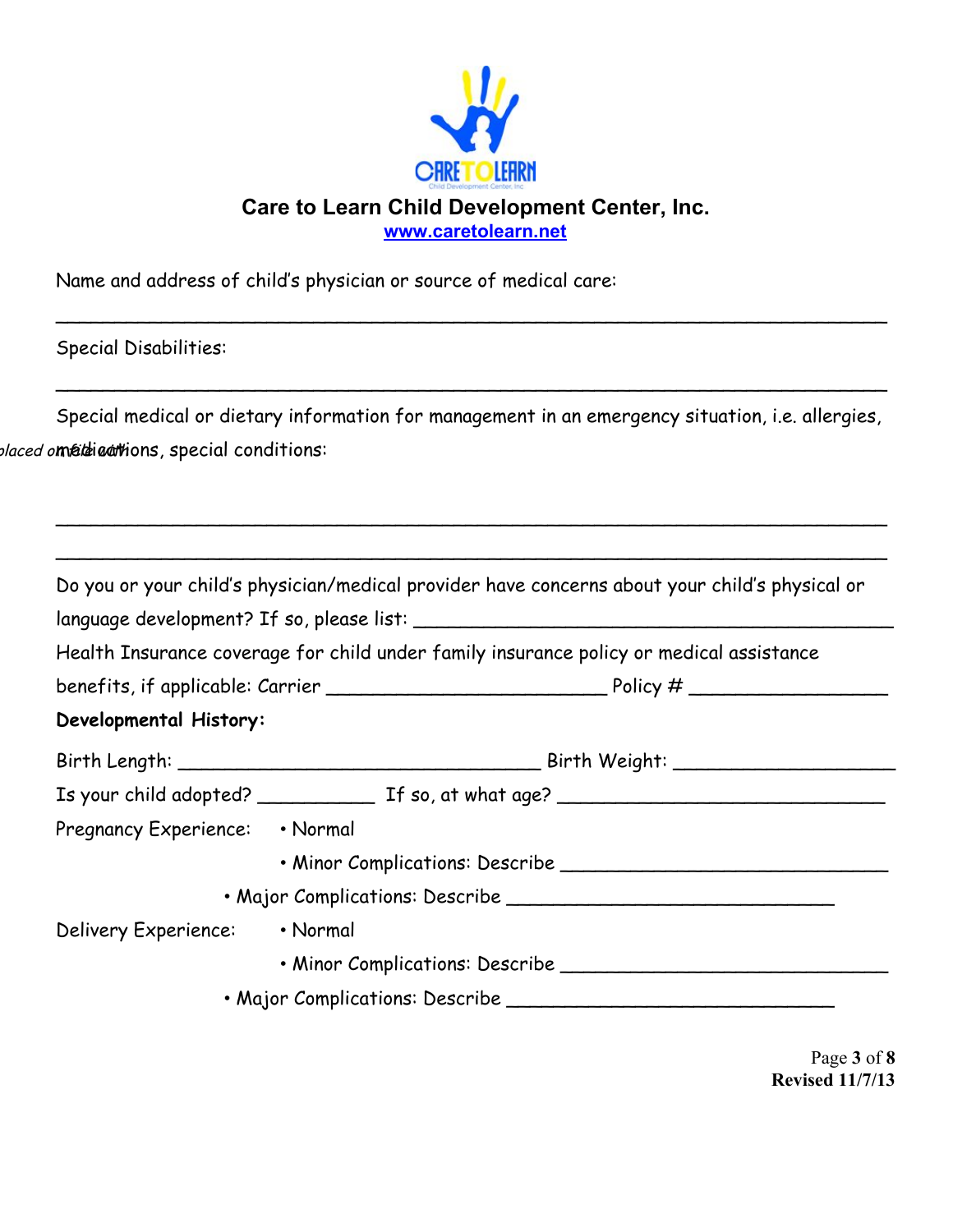**Care to Learn Child Development Center, Inc.**

www.caretolearn.net

Name and address of child's physician or source of medical care:

_______________________________________________________________________

Special Disabilities:

_______________________________________________________________________

Special medical or dietary information for management in an emergency situation, i.e. allergies, medications, special conditions:

_______________________________________________________________________

_______________________________________________________________________

Do you or your child's physician/medical provider have concerns about your child's physical or language development? If so, please list: ________________________________________

Health Insurance coverage for child under family insurance policy or medical assistance benefits, if applicable: Carrier ______________________ Policy # ________________

**Developmental History:**

Birth Length: ______________________________ Birth Weight: __________________

Is your child adopted? __________ If so, at what age? ___________________________

Pregnancy Experience:
- Normal
- Minor Complications: Describe ___________________________
- Major Complications: Describe ___________________________

Delivery Experience:
- Normal
- Minor Complications: Describe ___________________________
- Major Complications: Describe ___________________________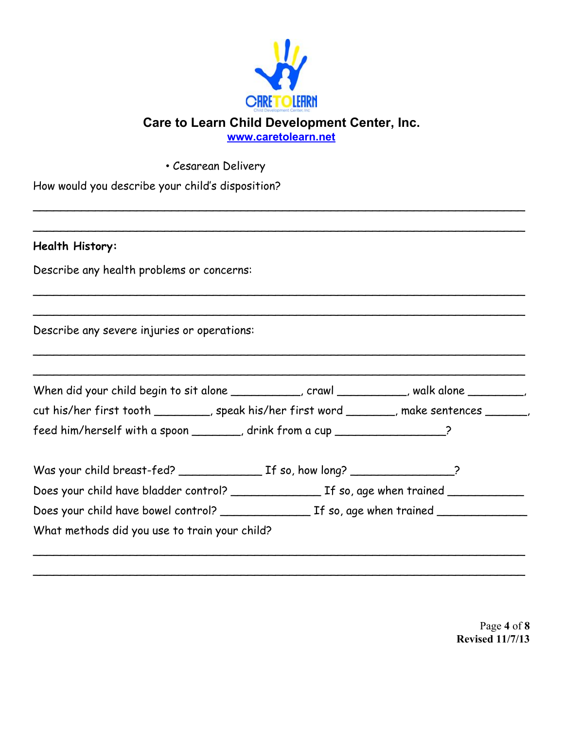# Care to Learn Child Development Center, Inc.

www.caretolearn.net

- Cesarean Delivery

How would you describe your child's disposition?

______________________________________________________________________

______________________________________________________________________

**Health History:**

Describe any health problems or concerns:

______________________________________________________________________

______________________________________________________________________

Describe any severe injuries or operations:

______________________________________________________________________

______________________________________________________________________

When did your child begin to sit alone __________, crawl __________, walk alone ________, cut his/her first tooth ________, speak his/her first word _______, make sentences ______, feed him/herself with a spoon _______, drink from a cup _______________?

Was your child breast-fed? ___________ If so, how long? ______________?

Does your child have bladder control? _____________ If so, age when trained ___________

Does your child have bowel control? _____________ If so, age when trained _____________

What methods did you use to train your child?

______________________________________________________________________

______________________________________________________________________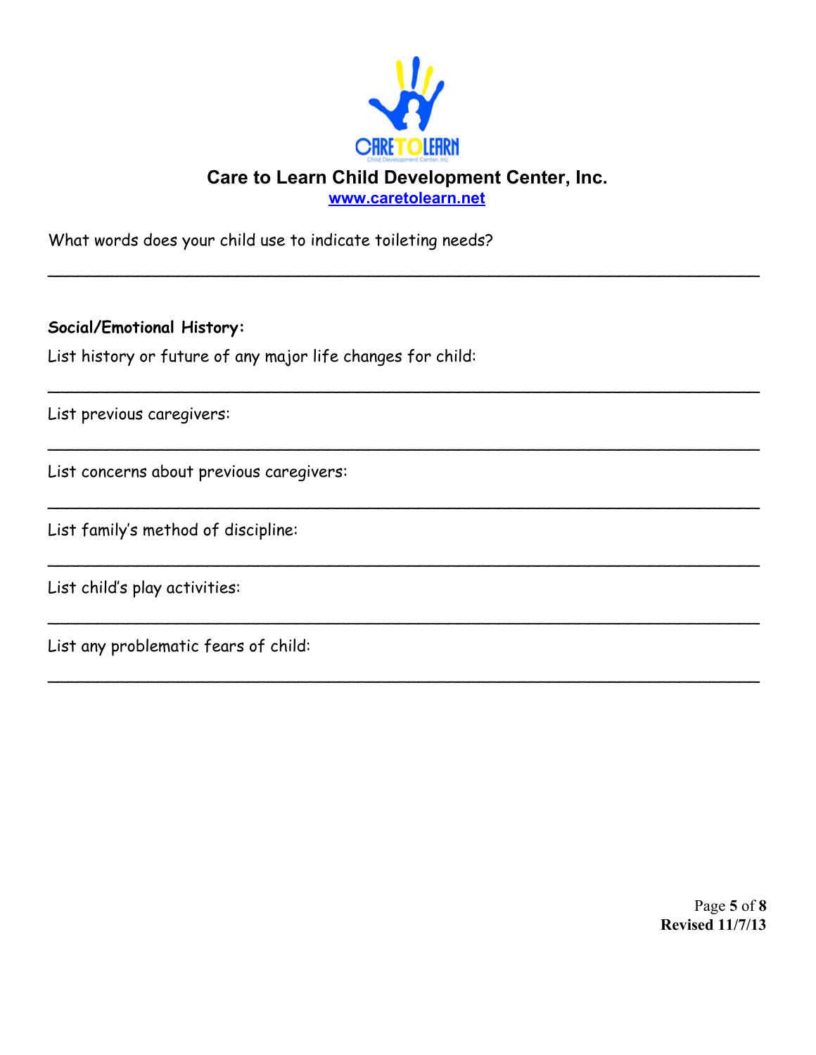# Care to Learn Child Development Center, Inc.

www.caretolearn.net

What words does your child use to indicate toileting needs?

_______________________________________________________________________

**Social/Emotional History:**

List history or future of any major life changes for child:

_______________________________________________________________________

List previous caregivers:

_______________________________________________________________________

List concerns about previous caregivers:

_______________________________________________________________________

List family's method of discipline:

_______________________________________________________________________

List child's play activities:

_______________________________________________________________________

List any problematic fears of child:

_______________________________________________________________________

**Revised 11/7/13**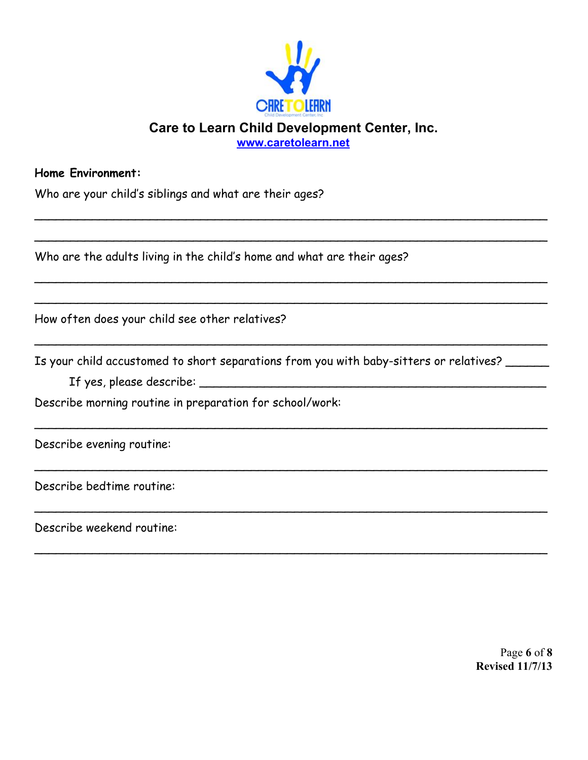# Care to Learn Child Development Center, Inc.

www.caretolearn.net

**Home Environment:**

Who are your child's siblings and what are their ages?

___________________________________________________________________________

___________________________________________________________________________

Who are the adults living in the child's home and what are their ages?

___________________________________________________________________________

___________________________________________________________________________

How often does your child see other relatives?

___________________________________________________________________________

Is your child accustomed to short separations from you with baby-sitters or relatives? ______

If yes, please describe: ____________________________________________________

Describe morning routine in preparation for school/work:

___________________________________________________________________________

Describe evening routine:

___________________________________________________________________________

Describe bedtime routine:

___________________________________________________________________________

Describe weekend routine:

___________________________________________________________________________

**Revised 11/7/13**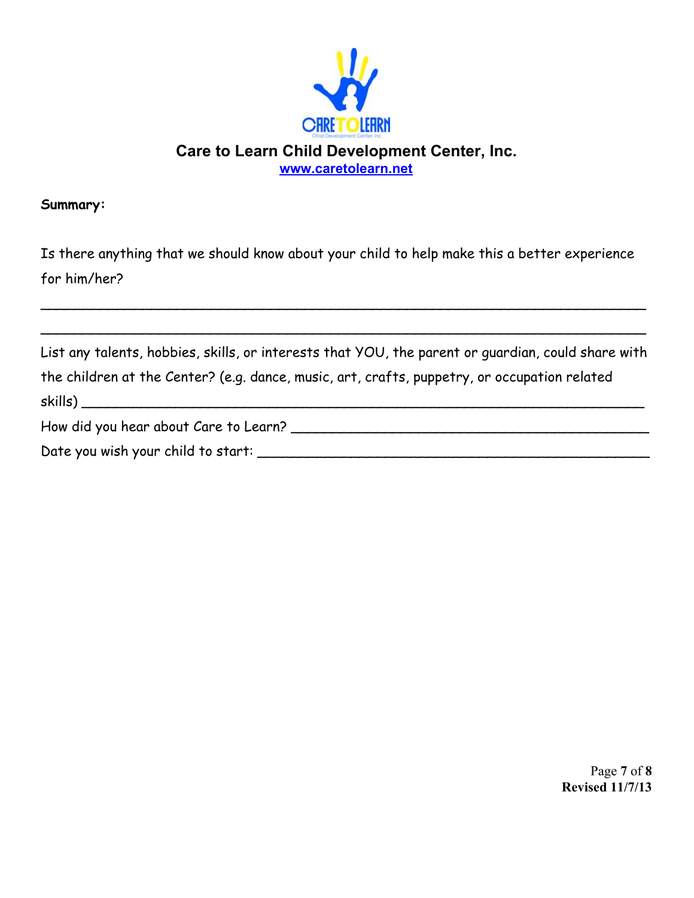# Care to Learn Child Development Center, Inc.

www.caretolearn.net

**Summary:**

Is there anything that we should know about your child to help make this a better experience for him/her?

_______________________________________________________________________________

_______________________________________________________________________________

List any talents, hobbies, skills, or interests that YOU, the parent or guardian, could share with the children at the Center? (e.g. dance, music, art, crafts, puppetry, or occupation related skills) _______________________________________________________________________

How did you hear about Care to Learn? _____________________________________________

Date you wish your child to start: _________________________________________________

**Revised 11/7/13**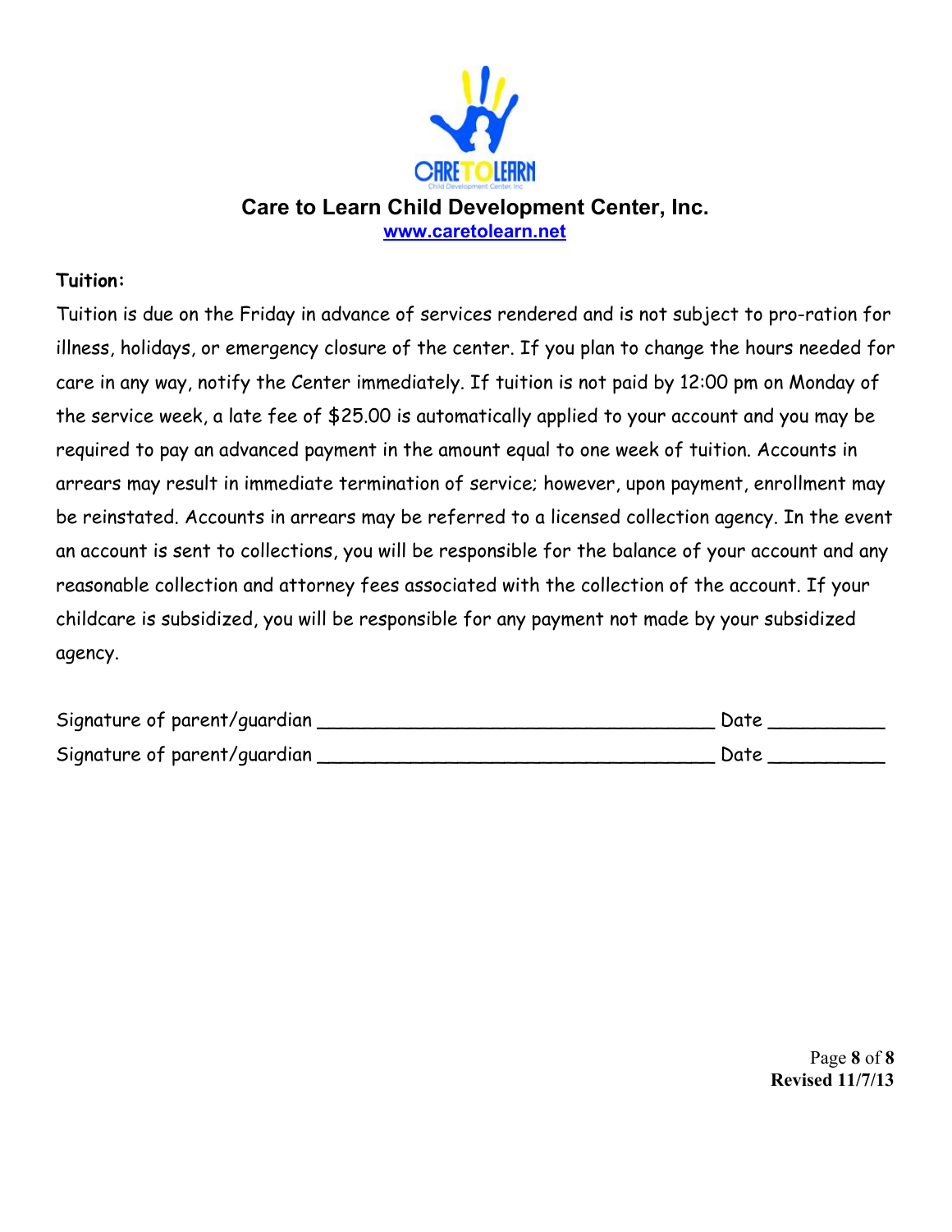**Care to Learn Child Development Center, Inc.**
www.caretolearn.net

**Tuition:**

Tuition is due on the Friday in advance of services rendered and is not subject to pro-ration for illness, holidays, or emergency closure of the center. If you plan to change the hours needed for care in any way, notify the Center immediately. If tuition is not paid by 12:00 pm on Monday of the service week, a late fee of $25.00 is automatically applied to your account and you may be required to pay an advanced payment in the amount equal to one week of tuition. Accounts in arrears may result in immediate termination of service; however, upon payment, enrollment may be reinstated. Accounts in arrears may be referred to a licensed collection agency. In the event an account is sent to collections, you will be responsible for the balance of your account and any reasonable collection and attorney fees associated with the collection of the account. If your childcare is subsidized, you will be responsible for any payment not made by your subsidized agency.

Signature of parent/guardian ___________________________________ Date __________

Signature of parent/guardian ___________________________________ Date __________

**Revised 11/7/13**